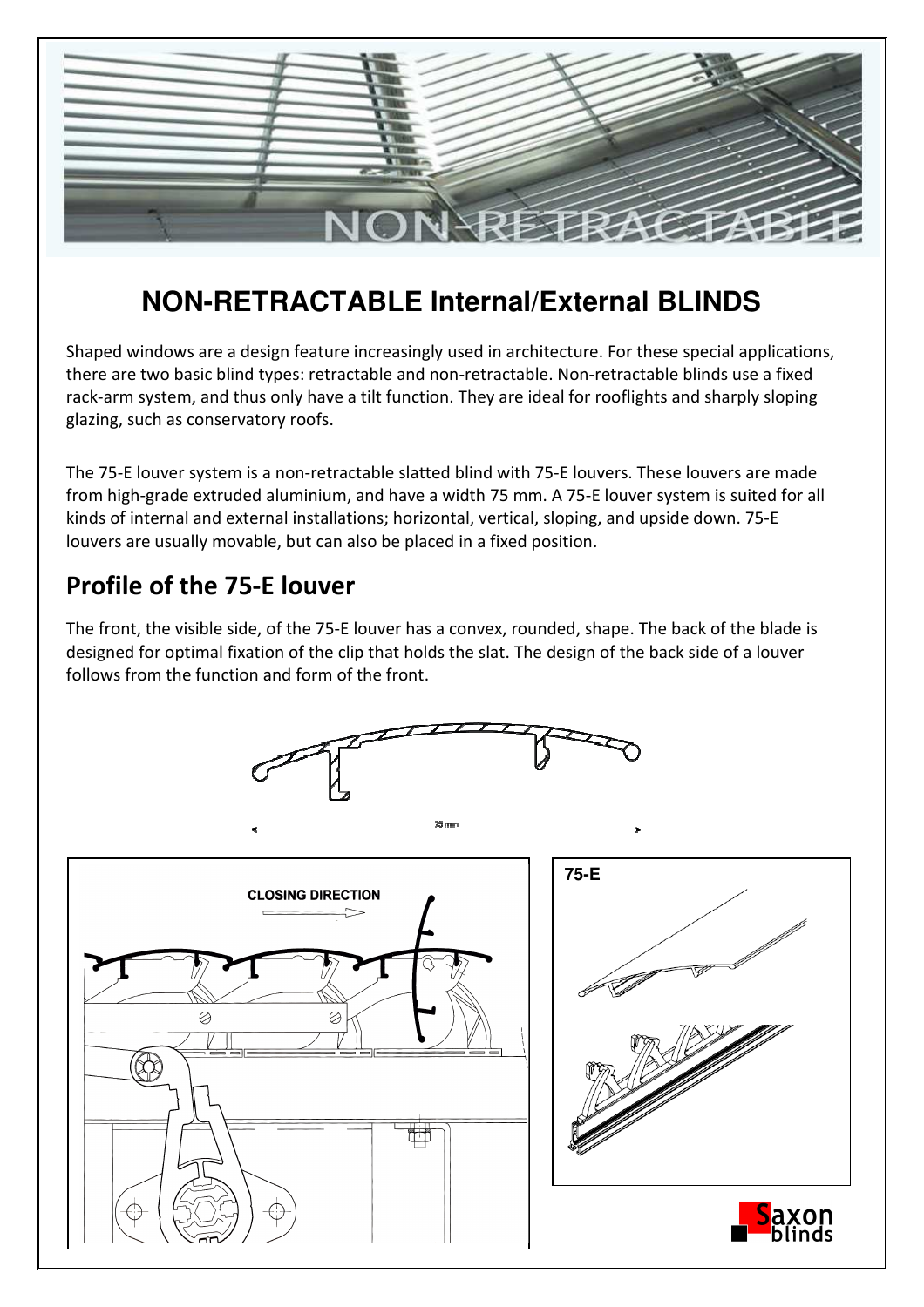# NON-RETRACTABLE Internal/External BLINDS

Shaped windows are a design feature increasingly used in architecture. For these special applications, there are two basic blind types: retractable and non-retractable. Non-retractable blinds use a fixed rack-arm system, and thus only have a tilt function. They are ideal for rooflights and sharply sloping glazing, such as conservatory roofs.

The 75-E louver system is a non-retractable slatted blind with 75-E louvers. These louvers are made from high-grade extruded aluminium, and have a width 75 mm. A 75-E louver system is suited for all kinds of internal and external installations; horizontal, vertical, sloping, and upside down. 75-E louvers are usually movable, but can also be placed in a fixed position.

## Profile of the 75-E louver

The front, the visible side, of the 75-E louver has a convex, rounded, shape. The back of the blade is designed for optimal fixation of the clip that holds the slat. The design of the back side of a louver follows from the function and form of the front.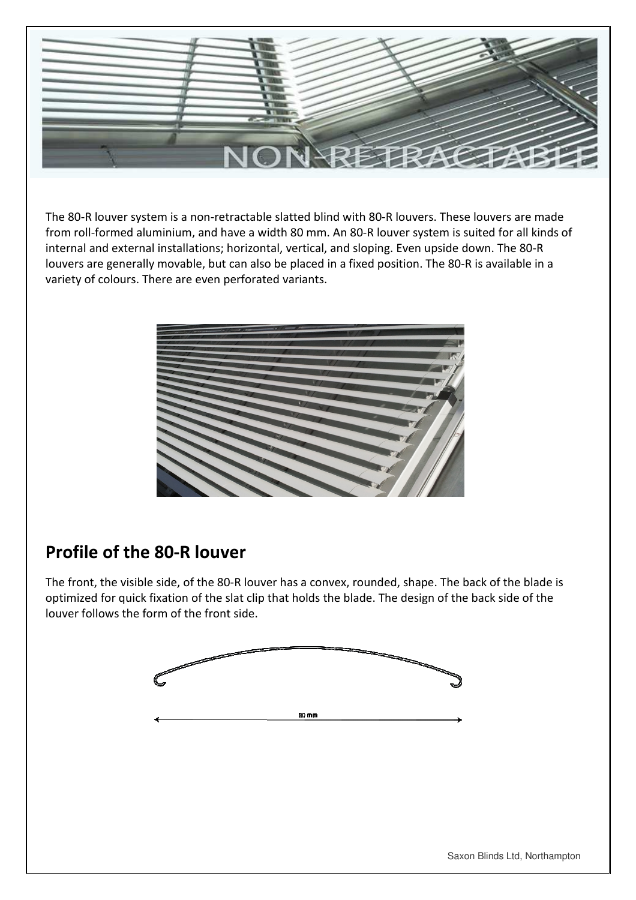The 80-R louver system is a non-retractable slatted blind with 80-R louvers. These louvers are made from roll-formed aluminium, and have a width 80 mm. An 80-R louver system is suited for all kinds of internal and external installations; horizontal, vertical, and sloping. Even upside down. The 80-R louvers are generally movable, but can also be placed in a fixed position. The 80-R is available in a variety of colours. There are even perforated variants.

## Profile of the 80-R louver

The front, the visible side, of the 80-R louver has a convex, rounded, shape. The back of the blade is optimized for quick fixation of the slat clip that holds the blade. The design of the back side of the louver follows the form of the front side.

80 mm